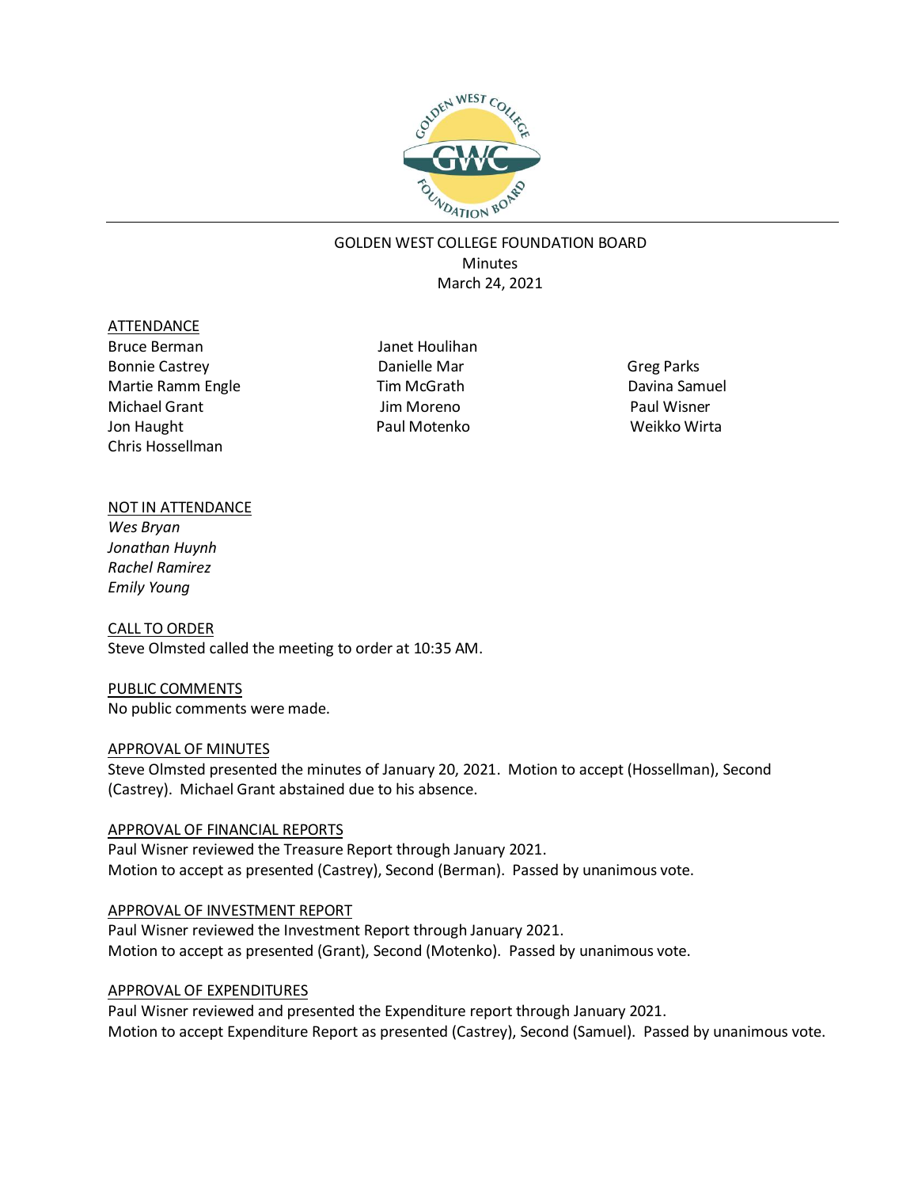# GOLDEN WEST COLLEGE FOUNDATION BOARD

Minutes

March 24, 2021

## ATTENDANCE

Bruce Berman
Bonnie Castrey
Martie Ramm Engle
Michael Grant
Jon Haught
Chris Hossellman
Janet Houlihan
Danielle Mar
Tim McGrath
Jim Moreno
Paul Motenko
Greg Parks
Davina Samuel
Paul Wisner
Weikko Wirta

## NOT IN ATTENDANCE

*Wes Bryan*
*Jonathan Huynh*
*Rachel Ramirez*
*Emily Young*

## CALL TO ORDER

Steve Olmsted called the meeting to order at 10:35 AM.

## PUBLIC COMMENTS

No public comments were made.

## APPROVAL OF MINUTES

Steve Olmsted presented the minutes of January 20, 2021. Motion to accept (Hossellman), Second (Castrey). Michael Grant abstained due to his absence.

## APPROVAL OF FINANCIAL REPORTS

Paul Wisner reviewed the Treasure Report through January 2021.
Motion to accept as presented (Castrey), Second (Berman). Passed by unanimous vote.

## APPROVAL OF INVESTMENT REPORT

Paul Wisner reviewed the Investment Report through January 2021.
Motion to accept as presented (Grant), Second (Motenko). Passed by unanimous vote.

## APPROVAL OF EXPENDITURES

Paul Wisner reviewed and presented the Expenditure report through January 2021.
Motion to accept Expenditure Report as presented (Castrey), Second (Samuel). Passed by unanimous vote.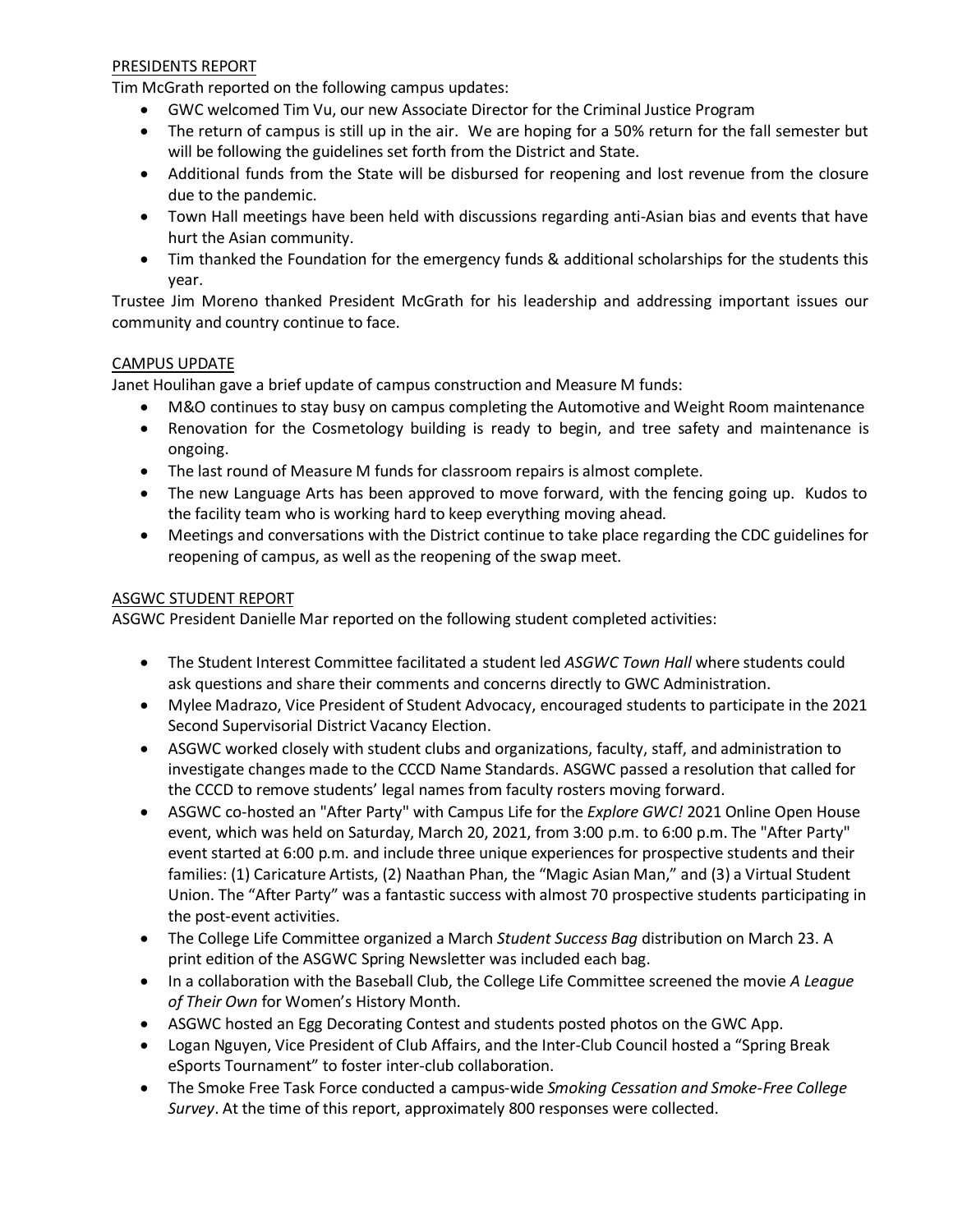## PRESIDENTS REPORT

Tim McGrath reported on the following campus updates:

- GWC welcomed Tim Vu, our new Associate Director for the Criminal Justice Program
- The return of campus is still up in the air. We are hoping for a 50% return for the fall semester but will be following the guidelines set forth from the District and State.
- Additional funds from the State will be disbursed for reopening and lost revenue from the closure due to the pandemic.
- Town Hall meetings have been held with discussions regarding anti-Asian bias and events that have hurt the Asian community.
- Tim thanked the Foundation for the emergency funds & additional scholarships for the students this year.

Trustee Jim Moreno thanked President McGrath for his leadership and addressing important issues our community and country continue to face.

## CAMPUS UPDATE

Janet Houlihan gave a brief update of campus construction and Measure M funds:

- M&O continues to stay busy on campus completing the Automotive and Weight Room maintenance
- Renovation for the Cosmetology building is ready to begin, and tree safety and maintenance is ongoing.
- The last round of Measure M funds for classroom repairs is almost complete.
- The new Language Arts has been approved to move forward, with the fencing going up. Kudos to the facility team who is working hard to keep everything moving ahead.
- Meetings and conversations with the District continue to take place regarding the CDC guidelines for reopening of campus, as well as the reopening of the swap meet.

## ASGWC STUDENT REPORT

ASGWC President Danielle Mar reported on the following student completed activities:

- The Student Interest Committee facilitated a student led *ASGWC Town Hall* where students could ask questions and share their comments and concerns directly to GWC Administration.
- Mylee Madrazo, Vice President of Student Advocacy, encouraged students to participate in the 2021 Second Supervisorial District Vacancy Election.
- ASGWC worked closely with student clubs and organizations, faculty, staff, and administration to investigate changes made to the CCCD Name Standards. ASGWC passed a resolution that called for the CCCD to remove students' legal names from faculty rosters moving forward.
- ASGWC co-hosted an "After Party" with Campus Life for the *Explore GWC!* 2021 Online Open House event, which was held on Saturday, March 20, 2021, from 3:00 p.m. to 6:00 p.m. The "After Party" event started at 6:00 p.m. and include three unique experiences for prospective students and their families: (1) Caricature Artists, (2) Naathan Phan, the "Magic Asian Man," and (3) a Virtual Student Union. The "After Party" was a fantastic success with almost 70 prospective students participating in the post-event activities.
- The College Life Committee organized a March *Student Success Bag* distribution on March 23. A print edition of the ASGWC Spring Newsletter was included each bag.
- In a collaboration with the Baseball Club, the College Life Committee screened the movie *A League of Their Own* for Women's History Month.
- ASGWC hosted an Egg Decorating Contest and students posted photos on the GWC App.
- Logan Nguyen, Vice President of Club Affairs, and the Inter-Club Council hosted a "Spring Break eSports Tournament" to foster inter-club collaboration.
- The Smoke Free Task Force conducted a campus-wide *Smoking Cessation and Smoke-Free College Survey*. At the time of this report, approximately 800 responses were collected.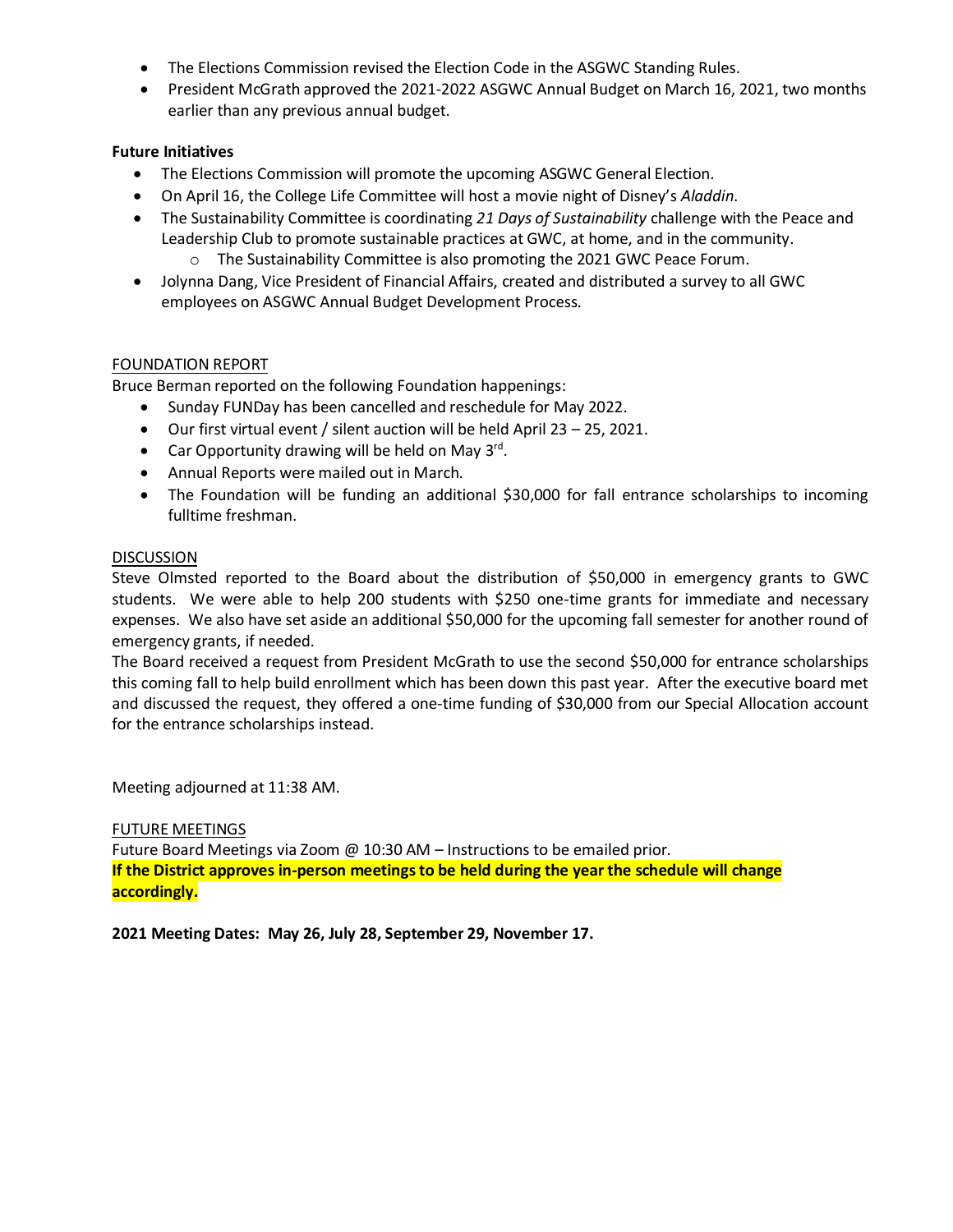- The Elections Commission revised the Election Code in the ASGWC Standing Rules.
- President McGrath approved the 2021-2022 ASGWC Annual Budget on March 16, 2021, two months earlier than any previous annual budget.

**Future Initiatives**

- The Elections Commission will promote the upcoming ASGWC General Election.
- On April 16, the College Life Committee will host a movie night of Disney's *Aladdin*.
- The Sustainability Committee is coordinating *21 Days of Sustainability* challenge with the Peace and Leadership Club to promote sustainable practices at GWC, at home, and in the community.
  - The Sustainability Committee is also promoting the 2021 GWC Peace Forum.
- Jolynna Dang, Vice President of Financial Affairs, created and distributed a survey to all GWC employees on ASGWC Annual Budget Development Process.

FOUNDATION REPORT

Bruce Berman reported on the following Foundation happenings:

- Sunday FUNDay has been cancelled and reschedule for May 2022.
- Our first virtual event / silent auction will be held April 23 – 25, 2021.
- Car Opportunity drawing will be held on May 3rd.
- Annual Reports were mailed out in March.
- The Foundation will be funding an additional $30,000 for fall entrance scholarships to incoming fulltime freshman.

DISCUSSION

Steve Olmsted reported to the Board about the distribution of $50,000 in emergency grants to GWC students. We were able to help 200 students with $250 one-time grants for immediate and necessary expenses. We also have set aside an additional $50,000 for the upcoming fall semester for another round of emergency grants, if needed.

The Board received a request from President McGrath to use the second $50,000 for entrance scholarships this coming fall to help build enrollment which has been down this past year. After the executive board met and discussed the request, they offered a one-time funding of $30,000 from our Special Allocation account for the entrance scholarships instead.

Meeting adjourned at 11:38 AM.

FUTURE MEETINGS

Future Board Meetings via Zoom @ 10:30 AM – Instructions to be emailed prior.

**If the District approves in-person meetings to be held during the year the schedule will change accordingly.**

**2021 Meeting Dates: May 26, July 28, September 29, November 17.**